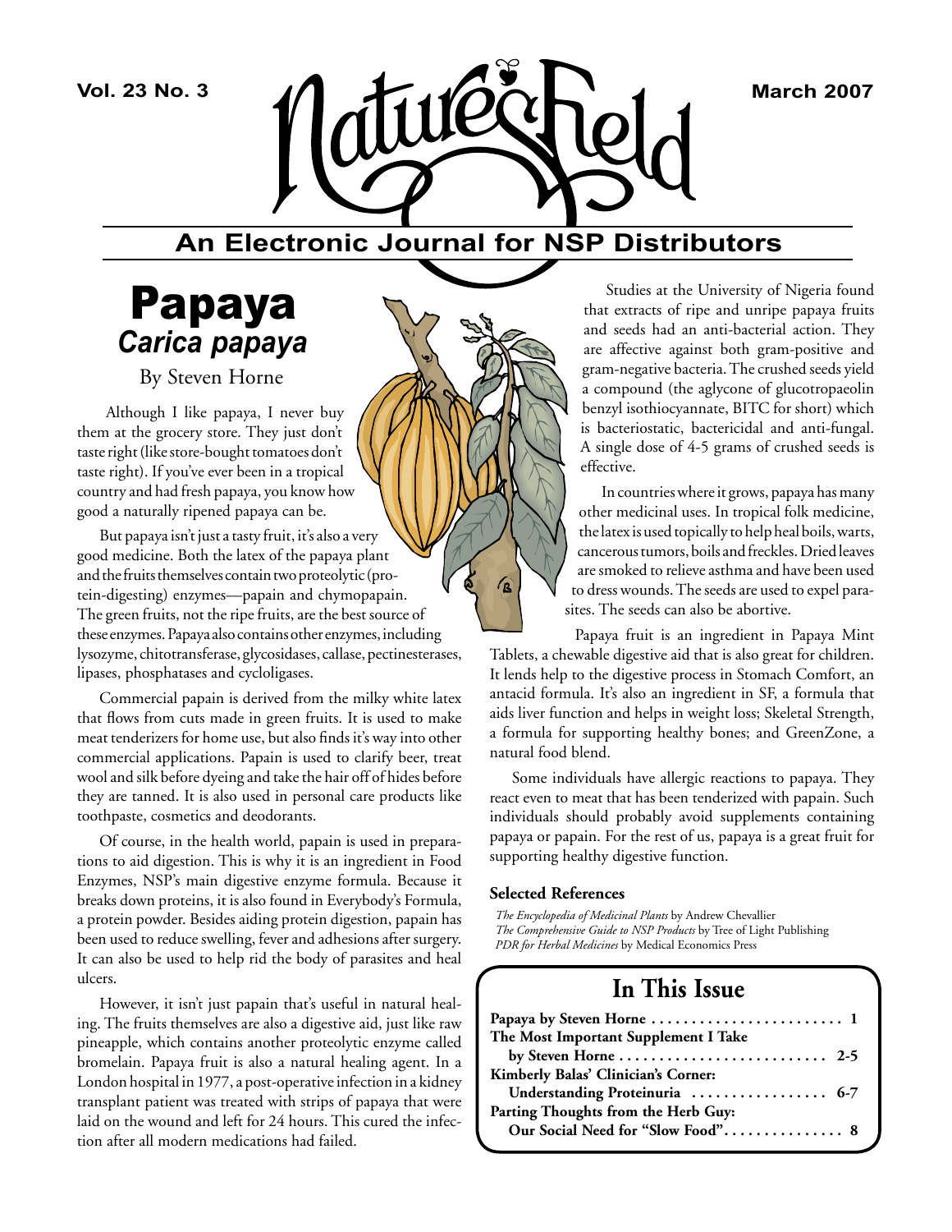# Nature's Field

## An Electronic Journal for NSP Distributors

# Papaya
## *Carica papaya*

By Steven Horne

Although I like papaya, I never buy them at the grocery store. They just don't taste right (like store-bought tomatoes don't taste right). If you've ever been in a tropical country and had fresh papaya, you know how good a naturally ripened papaya can be.

But papaya isn't just a tasty fruit, it's also a very good medicine. Both the latex of the papaya plant and the fruits themselves contain two proteolytic (protein-digesting) enzymes—papain and chymopapain. The green fruits, not the ripe fruits, are the best source of these enzymes. Papaya also contains other enzymes, including lysozyme, chitotransferase, glycosidases, callase, pectinesterases, lipases, phosphatases and cycloligases.

Commercial papain is derived from the milky white latex that flows from cuts made in green fruits. It is used to make meat tenderizers for home use, but also finds it's way into other commercial applications. Papain is used to clarify beer, treat wool and silk before dyeing and take the hair off of hides before they are tanned. It is also used in personal care products like toothpaste, cosmetics and deodorants.

Of course, in the health world, papain is used in preparations to aid digestion. This is why it is an ingredient in Food Enzymes, NSP's main digestive enzyme formula. Because it breaks down proteins, it is also found in Everybody's Formula, a protein powder. Besides aiding protein digestion, papain has been used to reduce swelling, fever and adhesions after surgery. It can also be used to help rid the body of parasites and heal ulcers.

However, it isn't just papain that's useful in natural healing. The fruits themselves are also a digestive aid, just like raw pineapple, which contains another proteolytic enzyme called bromelain. Papaya fruit is also a natural healing agent. In a London hospital in 1977, a post-operative infection in a kidney transplant patient was treated with strips of papaya that were laid on the wound and left for 24 hours. This cured the infection after all modern medications had failed.

Studies at the University of Nigeria found that extracts of ripe and unripe papaya fruits and seeds had an anti-bacterial action. They are affective against both gram-positive and gram-negative bacteria. The crushed seeds yield a compound (the aglycone of glucotropaeolin benzyl isothiocyannate, BITC for short) which is bacteriostatic, bactericidal and anti-fungal. A single dose of 4-5 grams of crushed seeds is effective.

In countries where it grows, papaya has many other medicinal uses. In tropical folk medicine, the latex is used topically to help heal boils, warts, cancerous tumors, boils and freckles. Dried leaves are smoked to relieve asthma and have been used to dress wounds. The seeds are used to expel parasites. The seeds can also be abortive.

Papaya fruit is an ingredient in Papaya Mint Tablets, a chewable digestive aid that is also great for children. It lends help to the digestive process in Stomach Comfort, an antacid formula. It's also an ingredient in SF, a formula that aids liver function and helps in weight loss; Skeletal Strength, a formula for supporting healthy bones; and GreenZone, a natural food blend.

Some individuals have allergic reactions to papaya. They react even to meat that has been tenderized with papain. Such individuals should probably avoid supplements containing papaya or papain. For the rest of us, papaya is a great fruit for supporting healthy digestive function.

### Selected References

*The Encyclopedia of Medicinal Plants* by Andrew Chevallier
*The Comprehensive Guide to NSP Products* by Tree of Light Publishing
*PDR for Herbal Medicines* by Medical Economics Press

## In This Issue

**Papaya by Steven Horne** ........................ 1
**The Most Important Supplement I Take by Steven Horne** .......................... 2-5
**Kimberly Balas' Clinician's Corner: Understanding Proteinuria** ................. 6-7
**Parting Thoughts from the Herb Guy: Our Social Need for "Slow Food"** ............... 8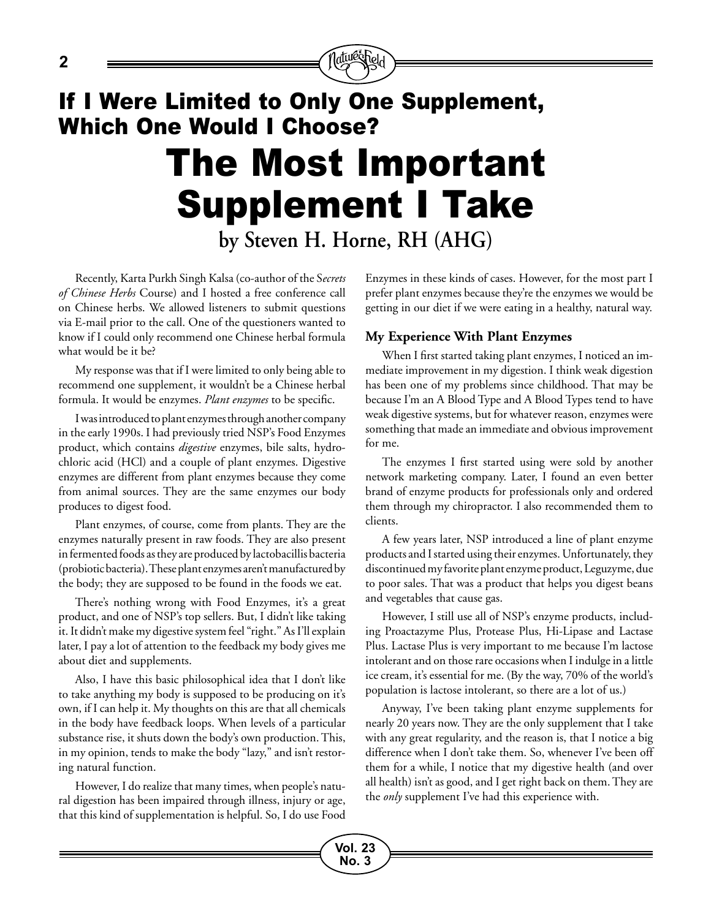## If I Were Limited to Only One Supplement, Which One Would I Choose?

# The Most Important Supplement I Take

### by Steven H. Horne, RH (AHG)

Recently, Karta Purkh Singh Kalsa (co-author of the S*ecrets of Chinese Herbs* Course) and I hosted a free conference call on Chinese herbs. We allowed listeners to submit questions via E-mail prior to the call. One of the questioners wanted to know if I could only recommend one Chinese herbal formula what would be it be?

My response was that if I were limited to only being able to recommend one supplement, it wouldn't be a Chinese herbal formula. It would be enzymes. *Plant enzymes* to be specific.

I was introduced to plant enzymes through another company in the early 1990s. I had previously tried NSP's Food Enzymes product, which contains *digestive* enzymes, bile salts, hydrochloric acid (HCl) and a couple of plant enzymes. Digestive enzymes are different from plant enzymes because they come from animal sources. They are the same enzymes our body produces to digest food.

Plant enzymes, of course, come from plants. They are the enzymes naturally present in raw foods. They are also present in fermented foods as they are produced by lactobacillis bacteria (probiotic bacteria). These plant enzymes aren't manufactured by the body; they are supposed to be found in the foods we eat.

There's nothing wrong with Food Enzymes, it's a great product, and one of NSP's top sellers. But, I didn't like taking it. It didn't make my digestive system feel "right." As I'll explain later, I pay a lot of attention to the feedback my body gives me about diet and supplements.

Also, I have this basic philosophical idea that I don't like to take anything my body is supposed to be producing on it's own, if I can help it. My thoughts on this are that all chemicals in the body have feedback loops. When levels of a particular substance rise, it shuts down the body's own production. This, in my opinion, tends to make the body "lazy," and isn't restoring natural function.

However, I do realize that many times, when people's natural digestion has been impaired through illness, injury or age, that this kind of supplementation is helpful. So, I do use Food Enzymes in these kinds of cases. However, for the most part I prefer plant enzymes because they're the enzymes we would be getting in our diet if we were eating in a healthy, natural way.

### My Experience With Plant Enzymes

When I first started taking plant enzymes, I noticed an immediate improvement in my digestion. I think weak digestion has been one of my problems since childhood. That may be because I'm an A Blood Type and A Blood Types tend to have weak digestive systems, but for whatever reason, enzymes were something that made an immediate and obvious improvement for me.

The enzymes I first started using were sold by another network marketing company. Later, I found an even better brand of enzyme products for professionals only and ordered them through my chiropractor. I also recommended them to clients.

A few years later, NSP introduced a line of plant enzyme products and I started using their enzymes. Unfortunately, they discontinued my favorite plant enzyme product, Leguzyme, due to poor sales. That was a product that helps you digest beans and vegetables that cause gas.

However, I still use all of NSP's enzyme products, including Proactazyme Plus, Protease Plus, Hi-Lipase and Lactase Plus. Lactase Plus is very important to me because I'm lactose intolerant and on those rare occasions when I indulge in a little ice cream, it's essential for me. (By the way, 70% of the world's population is lactose intolerant, so there are a lot of us.)

Anyway, I've been taking plant enzyme supplements for nearly 20 years now. They are the only supplement that I take with any great regularity, and the reason is, that I notice a big difference when I don't take them. So, whenever I've been off them for a while, I notice that my digestive health (and over all health) isn't as good, and I get right back on them. They are the *only* supplement I've had this experience with.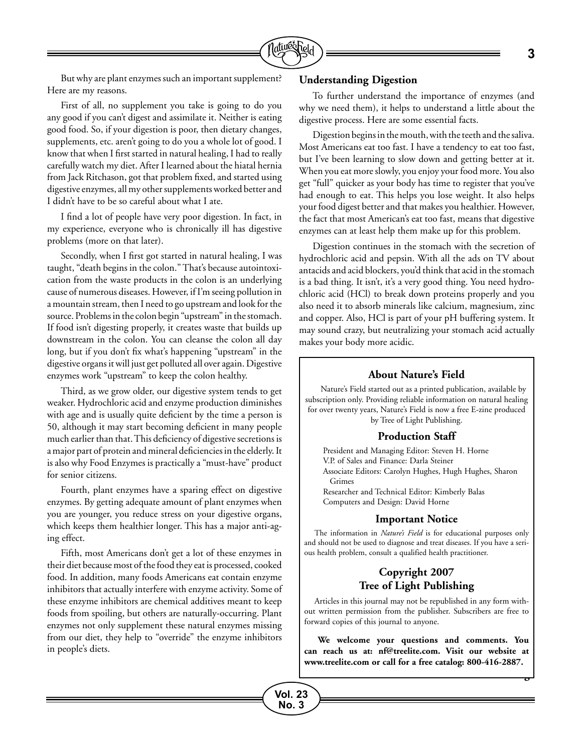But why are plant enzymes such an important supplement? Here are my reasons.

First of all, no supplement you take is going to do you any good if you can't digest and assimilate it. Neither is eating good food. So, if your digestion is poor, then dietary changes, supplements, etc. aren't going to do you a whole lot of good. I know that when I first started in natural healing, I had to really carefully watch my diet. After I learned about the hiatal hernia from Jack Ritchason, got that problem fixed, and started using digestive enzymes, all my other supplements worked better and I didn't have to be so careful about what I ate.

I find a lot of people have very poor digestion. In fact, in my experience, everyone who is chronically ill has digestive problems (more on that later).

Secondly, when I first got started in natural healing, I was taught, "death begins in the colon." That's because autointoxication from the waste products in the colon is an underlying cause of numerous diseases. However, if I'm seeing pollution in a mountain stream, then I need to go upstream and look for the source. Problems in the colon begin "upstream" in the stomach. If food isn't digesting properly, it creates waste that builds up downstream in the colon. You can cleanse the colon all day long, but if you don't fix what's happening "upstream" in the digestive organs it will just get polluted all over again. Digestive enzymes work "upstream" to keep the colon healthy.

Third, as we grow older, our digestive system tends to get weaker. Hydrochloric acid and enzyme production diminishes with age and is usually quite deficient by the time a person is 50, although it may start becoming deficient in many people much earlier than that. This deficiency of digestive secretions is a major part of protein and mineral deficiencies in the elderly. It is also why Food Enzymes is practically a "must-have" product for senior citizens.

Fourth, plant enzymes have a sparing effect on digestive enzymes. By getting adequate amount of plant enzymes when you are younger, you reduce stress on your digestive organs, which keeps them healthier longer. This has a major anti-aging effect.

Fifth, most Americans don't get a lot of these enzymes in their diet because most of the food they eat is processed, cooked food. In addition, many foods Americans eat contain enzyme inhibitors that actually interfere with enzyme activity. Some of these enzyme inhibitors are chemical additives meant to keep foods from spoiling, but others are naturally-occurring. Plant enzymes not only supplement these natural enzymes missing from our diet, they help to "override" the enzyme inhibitors in people's diets.

### Understanding Digestion

To further understand the importance of enzymes (and why we need them), it helps to understand a little about the digestive process. Here are some essential facts.

Digestion begins in the mouth, with the teeth and the saliva. Most Americans eat too fast. I have a tendency to eat too fast, but I've been learning to slow down and getting better at it. When you eat more slowly, you enjoy your food more. You also get "full" quicker as your body has time to register that you've had enough to eat. This helps you lose weight. It also helps your food digest better and that makes you healthier. However, the fact that most American's eat too fast, means that digestive enzymes can at least help them make up for this problem.

Digestion continues in the stomach with the secretion of hydrochloric acid and pepsin. With all the ads on TV about antacids and acid blockers, you'd think that acid in the stomach is a bad thing. It isn't, it's a very good thing. You need hydrochloric acid (HCl) to break down proteins properly and you also need it to absorb minerals like calcium, magnesium, zinc and copper. Also, HCl is part of your pH buffering system. It may sound crazy, but neutralizing your stomach acid actually makes your body more acidic.

### About Nature's Field

Nature's Field started out as a printed publication, available by subscription only. Providing reliable information on natural healing for over twenty years, Nature's Field is now a free E-zine produced by Tree of Light Publishing.

### Production Staff

President and Managing Editor: Steven H. Horne
V.P. of Sales and Finance: Darla Steiner
Associate Editors: Carolyn Hughes, Hugh Hughes, Sharon Grimes
Researcher and Technical Editor: Kimberly Balas
Computers and Design: David Horne

### Important Notice

The information in *Nature's Field* is for educational purposes only and should not be used to diagnose and treat diseases. If you have a serious health problem, consult a qualified health practitioner.

### Copyright 2007
### Tree of Light Publishing

Articles in this journal may not be republished in any form without written permission from the publisher. Subscribers are free to forward copies of this journal to anyone.

**We welcome your questions and comments. You can reach us at: nf@treelite.com. Visit our website at www.treelite.com or call for a free catalog: 800-416-2887.**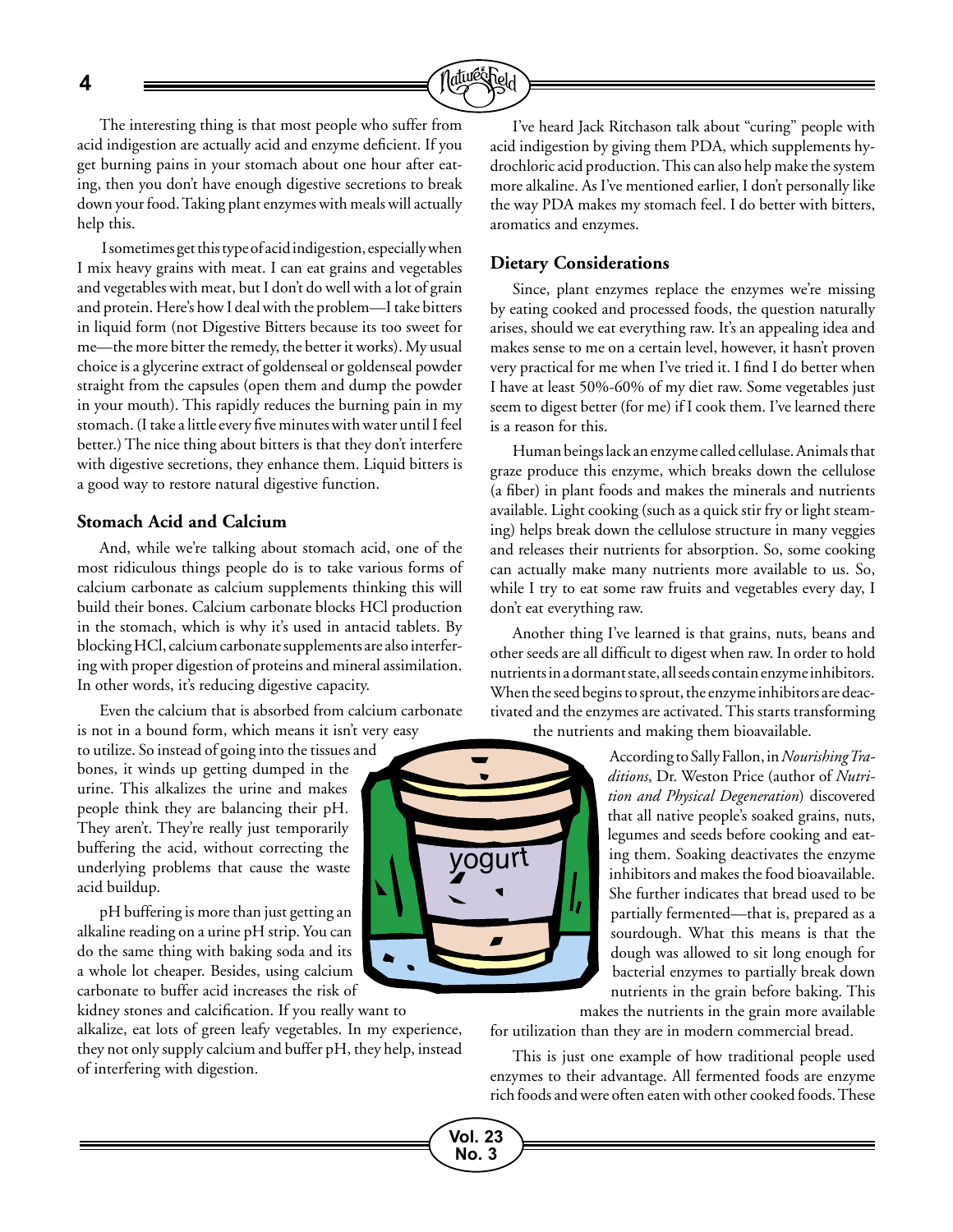The interesting thing is that most people who suffer from acid indigestion are actually acid and enzyme deficient. If you get burning pains in your stomach about one hour after eating, then you don't have enough digestive secretions to break down your food. Taking plant enzymes with meals will actually help this.

I sometimes get this type of acid indigestion, especially when I mix heavy grains with meat. I can eat grains and vegetables and vegetables with meat, but I don't do well with a lot of grain and protein. Here's how I deal with the problem—I take bitters in liquid form (not Digestive Bitters because its too sweet for me—the more bitter the remedy, the better it works). My usual choice is a glycerine extract of goldenseal or goldenseal powder straight from the capsules (open them and dump the powder in your mouth). This rapidly reduces the burning pain in my stomach. (I take a little every five minutes with water until I feel better.) The nice thing about bitters is that they don't interfere with digestive secretions, they enhance them. Liquid bitters is a good way to restore natural digestive function.

### Stomach Acid and Calcium

And, while we're talking about stomach acid, one of the most ridiculous things people do is to take various forms of calcium carbonate as calcium supplements thinking this will build their bones. Calcium carbonate blocks HCl production in the stomach, which is why it's used in antacid tablets. By blocking HCl, calcium carbonate supplements are also interfering with proper digestion of proteins and mineral assimilation. In other words, it's reducing digestive capacity.

Even the calcium that is absorbed from calcium carbonate is not in a bound form, which means it isn't very easy to utilize. So instead of going into the tissues and bones, it winds up getting dumped in the urine. This alkalizes the urine and makes people think they are balancing their pH. They aren't. They're really just temporarily buffering the acid, without correcting the underlying problems that cause the waste acid buildup.

pH buffering is more than just getting an alkaline reading on a urine pH strip. You can do the same thing with baking soda and its a whole lot cheaper. Besides, using calcium carbonate to buffer acid increases the risk of kidney stones and calcification. If you really want to alkalize, eat lots of green leafy vegetables. In my experience, they not only supply calcium and buffer pH, they help, instead of interfering with digestion.

I've heard Jack Ritchason talk about "curing" people with acid indigestion by giving them PDA, which supplements hydrochloric acid production. This can also help make the system more alkaline. As I've mentioned earlier, I don't personally like the way PDA makes my stomach feel. I do better with bitters, aromatics and enzymes.

### Dietary Considerations

Since, plant enzymes replace the enzymes we're missing by eating cooked and processed foods, the question naturally arises, should we eat everything raw. It's an appealing idea and makes sense to me on a certain level, however, it hasn't proven very practical for me when I've tried it. I find I do better when I have at least 50%-60% of my diet raw. Some vegetables just seem to digest better (for me) if I cook them. I've learned there is a reason for this.

Human beings lack an enzyme called cellulase. Animals that graze produce this enzyme, which breaks down the cellulose (a fiber) in plant foods and makes the minerals and nutrients available. Light cooking (such as a quick stir fry or light steaming) helps break down the cellulose structure in many veggies and releases their nutrients for absorption. So, some cooking can actually make many nutrients more available to us. So, while I try to eat some raw fruits and vegetables every day, I don't eat everything raw.

Another thing I've learned is that grains, nuts, beans and other seeds are all difficult to digest when raw. In order to hold nutrients in a dormant state, all seeds contain enzyme inhibitors. When the seed begins to sprout, the enzyme inhibitors are deactivated and the enzymes are activated. This starts transforming the nutrients and making them bioavailable.

According to Sally Fallon, in *Nourishing Traditions*, Dr. Weston Price (author of *Nutrition and Physical Degeneration*) discovered that all native people's soaked grains, nuts, legumes and seeds before cooking and eating them. Soaking deactivates the enzyme inhibitors and makes the food bioavailable. She further indicates that bread used to be partially fermented—that is, prepared as a sourdough. What this means is that the dough was allowed to sit long enough for bacterial enzymes to partially break down nutrients in the grain before baking. This makes the nutrients in the grain more available for utilization than they are in modern commercial bread.

This is just one example of how traditional people used enzymes to their advantage. All fermented foods are enzyme rich foods and were often eaten with other cooked foods. These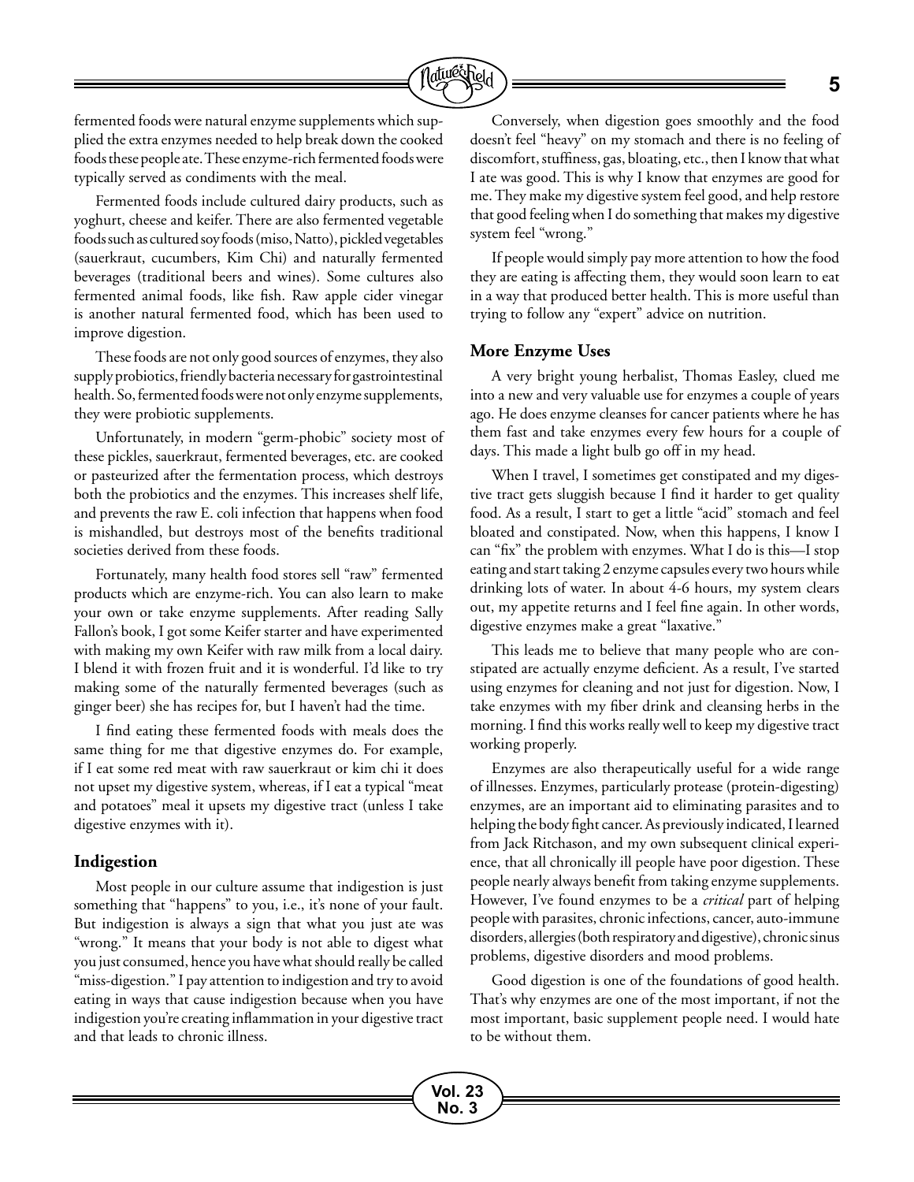fermented foods were natural enzyme supplements which supplied the extra enzymes needed to help break down the cooked foods these people ate. These enzyme-rich fermented foods were typically served as condiments with the meal.

Fermented foods include cultured dairy products, such as yoghurt, cheese and keifer. There are also fermented vegetable foods such as cultured soy foods (miso, Natto), pickled vegetables (sauerkraut, cucumbers, Kim Chi) and naturally fermented beverages (traditional beers and wines). Some cultures also fermented animal foods, like fish. Raw apple cider vinegar is another natural fermented food, which has been used to improve digestion.

These foods are not only good sources of enzymes, they also supply probiotics, friendly bacteria necessary for gastrointestinal health. So, fermented foods were not only enzyme supplements, they were probiotic supplements.

Unfortunately, in modern "germ-phobic" society most of these pickles, sauerkraut, fermented beverages, etc. are cooked or pasteurized after the fermentation process, which destroys both the probiotics and the enzymes. This increases shelf life, and prevents the raw E. coli infection that happens when food is mishandled, but destroys most of the benefits traditional societies derived from these foods.

Fortunately, many health food stores sell "raw" fermented products which are enzyme-rich. You can also learn to make your own or take enzyme supplements. After reading Sally Fallon's book, I got some Keifer starter and have experimented with making my own Keifer with raw milk from a local dairy. I blend it with frozen fruit and it is wonderful. I'd like to try making some of the naturally fermented beverages (such as ginger beer) she has recipes for, but I haven't had the time.

I find eating these fermented foods with meals does the same thing for me that digestive enzymes do. For example, if I eat some red meat with raw sauerkraut or kim chi it does not upset my digestive system, whereas, if I eat a typical "meat and potatoes" meal it upsets my digestive tract (unless I take digestive enzymes with it).

### Indigestion

Most people in our culture assume that indigestion is just something that "happens" to you, i.e., it's none of your fault. But indigestion is always a sign that what you just ate was "wrong." It means that your body is not able to digest what you just consumed, hence you have what should really be called "miss-digestion." I pay attention to indigestion and try to avoid eating in ways that cause indigestion because when you have indigestion you're creating inflammation in your digestive tract and that leads to chronic illness.

Conversely, when digestion goes smoothly and the food doesn't feel "heavy" on my stomach and there is no feeling of discomfort, stuffiness, gas, bloating, etc., then I know that what I ate was good. This is why I know that enzymes are good for me. They make my digestive system feel good, and help restore that good feeling when I do something that makes my digestive system feel "wrong."

If people would simply pay more attention to how the food they are eating is affecting them, they would soon learn to eat in a way that produced better health. This is more useful than trying to follow any "expert" advice on nutrition.

### More Enzyme Uses

A very bright young herbalist, Thomas Easley, clued me into a new and very valuable use for enzymes a couple of years ago. He does enzyme cleanses for cancer patients where he has them fast and take enzymes every few hours for a couple of days. This made a light bulb go off in my head.

When I travel, I sometimes get constipated and my digestive tract gets sluggish because I find it harder to get quality food. As a result, I start to get a little "acid" stomach and feel bloated and constipated. Now, when this happens, I know I can "fix" the problem with enzymes. What I do is this—I stop eating and start taking 2 enzyme capsules every two hours while drinking lots of water. In about 4-6 hours, my system clears out, my appetite returns and I feel fine again. In other words, digestive enzymes make a great "laxative."

This leads me to believe that many people who are constipated are actually enzyme deficient. As a result, I've started using enzymes for cleaning and not just for digestion. Now, I take enzymes with my fiber drink and cleansing herbs in the morning. I find this works really well to keep my digestive tract working properly.

Enzymes are also therapeutically useful for a wide range of illnesses. Enzymes, particularly protease (protein-digesting) enzymes, are an important aid to eliminating parasites and to helping the body fight cancer. As previously indicated, I learned from Jack Ritchason, and my own subsequent clinical experience, that all chronically ill people have poor digestion. These people nearly always benefit from taking enzyme supplements. However, I've found enzymes to be a *critical* part of helping people with parasites, chronic infections, cancer, auto-immune disorders, allergies (both respiratory and digestive), chronic sinus problems, digestive disorders and mood problems.

Good digestion is one of the foundations of good health. That's why enzymes are one of the most important, if not the most important, basic supplement people need. I would hate to be without them.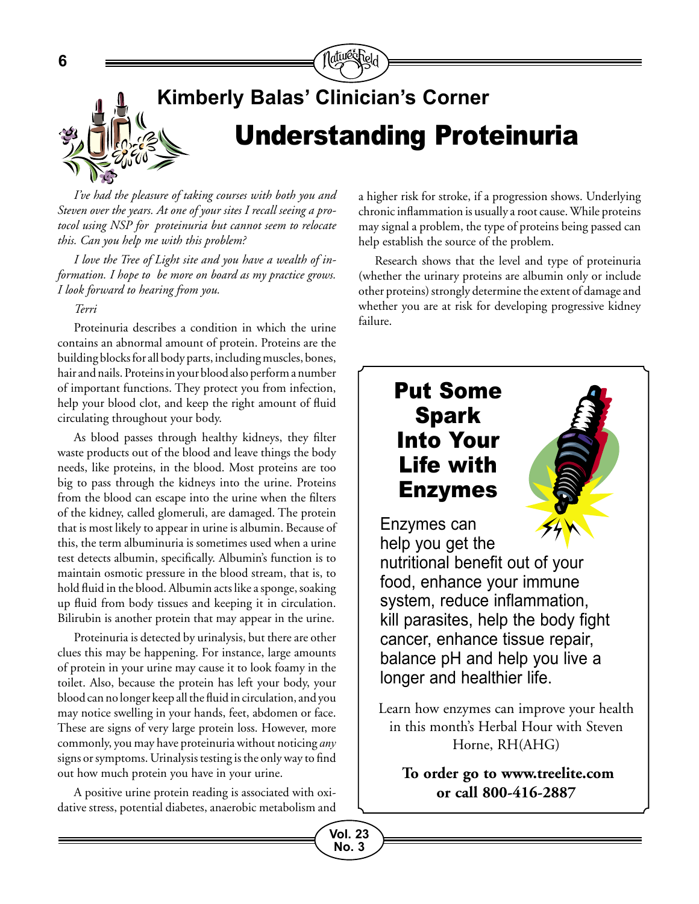## Kimberly Balas' Clinician's Corner

# Understanding Proteinuria

*I've had the pleasure of taking courses with both you and Steven over the years. At one of your sites I recall seeing a protocol using NSP for proteinuria but cannot seem to relocate this. Can you help me with this problem?*

*I love the Tree of Light site and you have a wealth of information. I hope to be more on board as my practice grows. I look forward to hearing from you.*

*Terri*

Proteinuria describes a condition in which the urine contains an abnormal amount of protein. Proteins are the building blocks for all body parts, including muscles, bones, hair and nails. Proteins in your blood also perform a number of important functions. They protect you from infection, help your blood clot, and keep the right amount of fluid circulating throughout your body.

As blood passes through healthy kidneys, they filter waste products out of the blood and leave things the body needs, like proteins, in the blood. Most proteins are too big to pass through the kidneys into the urine. Proteins from the blood can escape into the urine when the filters of the kidney, called glomeruli, are damaged. The protein that is most likely to appear in urine is albumin. Because of this, the term albuminuria is sometimes used when a urine test detects albumin, specifically. Albumin's function is to maintain osmotic pressure in the blood stream, that is, to hold fluid in the blood. Albumin acts like a sponge, soaking up fluid from body tissues and keeping it in circulation. Bilirubin is another protein that may appear in the urine.

Proteinuria is detected by urinalysis, but there are other clues this may be happening. For instance, large amounts of protein in your urine may cause it to look foamy in the toilet. Also, because the protein has left your body, your blood can no longer keep all the fluid in circulation, and you may notice swelling in your hands, feet, abdomen or face. These are signs of very large protein loss. However, more commonly, you may have proteinuria without noticing *any* signs or symptoms. Urinalysis testing is the only way to find out how much protein you have in your urine.

A positive urine protein reading is associated with oxidative stress, potential diabetes, anaerobic metabolism and a higher risk for stroke, if a progression shows. Underlying chronic inflammation is usually a root cause. While proteins may signal a problem, the type of proteins being passed can help establish the source of the problem.

Research shows that the level and type of proteinuria (whether the urinary proteins are albumin only or include other proteins) strongly determine the extent of damage and whether you are at risk for developing progressive kidney failure.

---

**Put Some Spark Into Your Life with Enzymes**

Enzymes can help you get the nutritional benefit out of your food, enhance your immune system, reduce inflammation, kill parasites, help the body fight cancer, enhance tissue repair, balance pH and help you live a longer and healthier life.

Learn how enzymes can improve your health in this month's Herbal Hour with Steven Horne, RH(AHG)

**To order go to www.treelite.com or call 800-416-2887**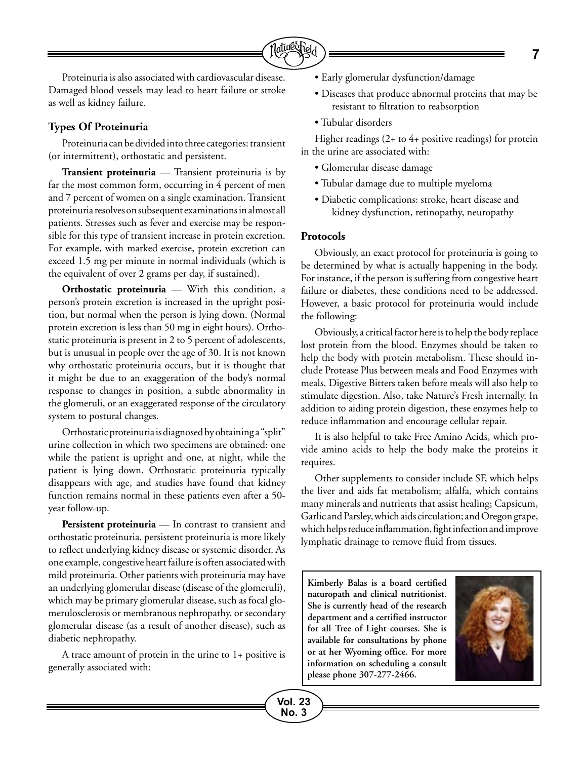Proteinuria is also associated with cardiovascular disease. Damaged blood vessels may lead to heart failure or stroke as well as kidney failure.

### Types Of Proteinuria

Proteinuria can be divided into three categories: transient (or intermittent), orthostatic and persistent.

**Transient proteinuria** — Transient proteinuria is by far the most common form, occurring in 4 percent of men and 7 percent of women on a single examination. Transient proteinuria resolves on subsequent examinations in almost all patients. Stresses such as fever and exercise may be responsible for this type of transient increase in protein excretion. For example, with marked exercise, protein excretion can exceed 1.5 mg per minute in normal individuals (which is the equivalent of over 2 grams per day, if sustained).

**Orthostatic proteinuria** — With this condition, a person's protein excretion is increased in the upright position, but normal when the person is lying down. (Normal protein excretion is less than 50 mg in eight hours). Orthostatic proteinuria is present in 2 to 5 percent of adolescents, but is unusual in people over the age of 30. It is not known why orthostatic proteinuria occurs, but it is thought that it might be due to an exaggeration of the body's normal response to changes in position, a subtle abnormality in the glomeruli, or an exaggerated response of the circulatory system to postural changes.

Orthostatic proteinuria is diagnosed by obtaining a "split" urine collection in which two specimens are obtained: one while the patient is upright and one, at night, while the patient is lying down. Orthostatic proteinuria typically disappears with age, and studies have found that kidney function remains normal in these patients even after a 50-year follow-up.

**Persistent proteinuria** — In contrast to transient and orthostatic proteinuria, persistent proteinuria is more likely to reflect underlying kidney disease or systemic disorder. As one example, congestive heart failure is often associated with mild proteinuria. Other patients with proteinuria may have an underlying glomerular disease (disease of the glomeruli), which may be primary glomerular disease, such as focal glomerulosclerosis or membranous nephropathy, or secondary glomerular disease (as a result of another disease), such as diabetic nephropathy.

A trace amount of protein in the urine to 1+ positive is generally associated with:

- Early glomerular dysfunction/damage
- Diseases that produce abnormal proteins that may be resistant to filtration to reabsorption
- Tubular disorders

Higher readings (2+ to 4+ positive readings) for protein in the urine are associated with:

- Glomerular disease damage
- Tubular damage due to multiple myeloma
- Diabetic complications: stroke, heart disease and kidney dysfunction, retinopathy, neuropathy

### Protocols

Obviously, an exact protocol for proteinuria is going to be determined by what is actually happening in the body. For instance, if the person is suffering from congestive heart failure or diabetes, these conditions need to be addressed. However, a basic protocol for proteinuria would include the following:

Obviously, a critical factor here is to help the body replace lost protein from the blood. Enzymes should be taken to help the body with protein metabolism. These should include Protease Plus between meals and Food Enzymes with meals. Digestive Bitters taken before meals will also help to stimulate digestion. Also, take Nature's Fresh internally. In addition to aiding protein digestion, these enzymes help to reduce inflammation and encourage cellular repair.

It is also helpful to take Free Amino Acids, which provide amino acids to help the body make the proteins it requires.

Other supplements to consider include SF, which helps the liver and aids fat metabolism; alfalfa, which contains many minerals and nutrients that assist healing; Capsicum, Garlic and Parsley, which aids circulation; and Oregon grape, which helps reduce inflammation, fight infection and improve lymphatic drainage to remove fluid from tissues.

**Kimberly Balas is a board certified naturopath and clinical nutritionist. She is currently head of the research department and a certified instructor for all Tree of Light courses. She is available for consultations by phone or at her Wyoming office. For more information on scheduling a consult please phone 307-277-2466.**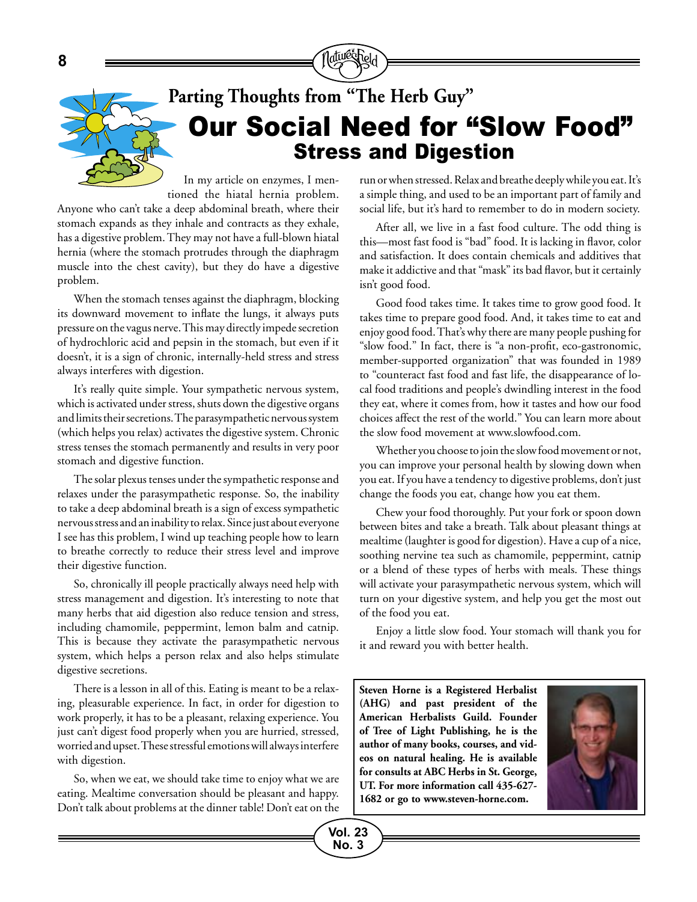## Parting Thoughts from "The Herb Guy"

# Our Social Need for "Slow Food"

### Stress and Digestion

In my article on enzymes, I mentioned the hiatal hernia problem. Anyone who can't take a deep abdominal breath, where their stomach expands as they inhale and contracts as they exhale, has a digestive problem. They may not have a full-blown hiatal hernia (where the stomach protrudes through the diaphragm muscle into the chest cavity), but they do have a digestive problem.

When the stomach tenses against the diaphragm, blocking its downward movement to inflate the lungs, it always puts pressure on the vagus nerve. This may directly impede secretion of hydrochloric acid and pepsin in the stomach, but even if it doesn't, it is a sign of chronic, internally-held stress and stress always interferes with digestion.

It's really quite simple. Your sympathetic nervous system, which is activated under stress, shuts down the digestive organs and limits their secretions. The parasympathetic nervous system (which helps you relax) activates the digestive system. Chronic stress tenses the stomach permanently and results in very poor stomach and digestive function.

The solar plexus tenses under the sympathetic response and relaxes under the parasympathetic response. So, the inability to take a deep abdominal breath is a sign of excess sympathetic nervous stress and an inability to relax. Since just about everyone I see has this problem, I wind up teaching people how to learn to breathe correctly to reduce their stress level and improve their digestive function.

So, chronically ill people practically always need help with stress management and digestion. It's interesting to note that many herbs that aid digestion also reduce tension and stress, including chamomile, peppermint, lemon balm and catnip. This is because they activate the parasympathetic nervous system, which helps a person relax and also helps stimulate digestive secretions.

There is a lesson in all of this. Eating is meant to be a relaxing, pleasurable experience. In fact, in order for digestion to work properly, it has to be a pleasant, relaxing experience. You just can't digest food properly when you are hurried, stressed, worried and upset. These stressful emotions will always interfere with digestion.

So, when we eat, we should take time to enjoy what we are eating. Mealtime conversation should be pleasant and happy. Don't talk about problems at the dinner table! Don't eat on the run or when stressed. Relax and breathe deeply while you eat. It's a simple thing, and used to be an important part of family and social life, but it's hard to remember to do in modern society.

After all, we live in a fast food culture. The odd thing is this—most fast food is "bad" food. It is lacking in flavor, color and satisfaction. It does contain chemicals and additives that make it addictive and that "mask" its bad flavor, but it certainly isn't good food.

Good food takes time. It takes time to grow good food. It takes time to prepare good food. And, it takes time to eat and enjoy good food. That's why there are many people pushing for "slow food." In fact, there is "a non-profit, eco-gastronomic, member-supported organization" that was founded in 1989 to "counteract fast food and fast life, the disappearance of local food traditions and people's dwindling interest in the food they eat, where it comes from, how it tastes and how our food choices affect the rest of the world." You can learn more about the slow food movement at www.slowfood.com.

Whether you choose to join the slow food movement or not, you can improve your personal health by slowing down when you eat. If you have a tendency to digestive problems, don't just change the foods you eat, change how you eat them.

Chew your food thoroughly. Put your fork or spoon down between bites and take a breath. Talk about pleasant things at mealtime (laughter is good for digestion). Have a cup of a nice, soothing nervine tea such as chamomile, peppermint, catnip or a blend of these types of herbs with meals. These things will activate your parasympathetic nervous system, which will turn on your digestive system, and help you get the most out of the food you eat.

Enjoy a little slow food. Your stomach will thank you for it and reward you with better health.

**Steven Horne is a Registered Herbalist (AHG) and past president of the American Herbalists Guild. Founder of Tree of Light Publishing, he is the author of many books, courses, and videos on natural healing. He is available for consults at ABC Herbs in St. George, UT. For more information call 435-627-1682 or go to www.steven-horne.com.**